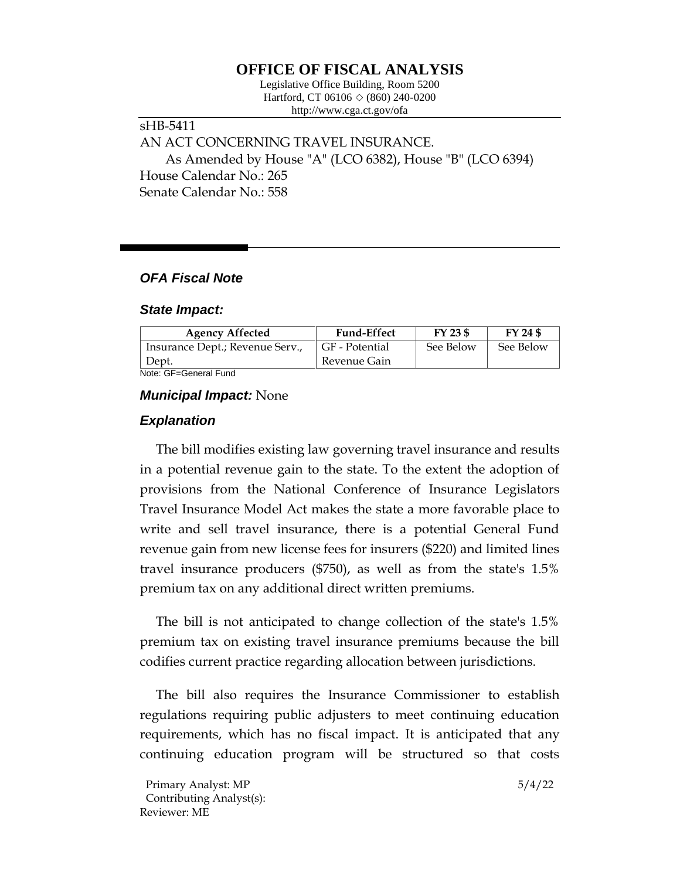# OFFICE OF FISCAL ANALYSIS

Legislative Office Building, Room 5200
Hartford, CT 06106 ◇ (860) 240-0200
http://www.cga.ct.gov/ofa

sHB-5411
AN ACT CONCERNING TRAVEL INSURANCE.
As Amended by House "A" (LCO 6382), House "B" (LCO 6394)
House Calendar No.: 265
Senate Calendar No.: 558

## *OFA Fiscal Note*

### *State Impact:*

| Agency Affected | Fund-Effect | FY 23 $ | FY 24 $ |
|---|---|---|---|
| Insurance Dept.; Revenue Serv., Dept. | GF - Potential Revenue Gain | See Below | See Below |

Note: GF=General Fund

### *Municipal Impact:* None

### *Explanation*

The bill modifies existing law governing travel insurance and results in a potential revenue gain to the state. To the extent the adoption of provisions from the National Conference of Insurance Legislators Travel Insurance Model Act makes the state a more favorable place to write and sell travel insurance, there is a potential General Fund revenue gain from new license fees for insurers ($220) and limited lines travel insurance producers ($750), as well as from the state's 1.5% premium tax on any additional direct written premiums.

The bill is not anticipated to change collection of the state's 1.5% premium tax on existing travel insurance premiums because the bill codifies current practice regarding allocation between jurisdictions.

The bill also requires the Insurance Commissioner to establish regulations requiring public adjusters to meet continuing education requirements, which has no fiscal impact. It is anticipated that any continuing education program will be structured so that costs

Primary Analyst: MP
Contributing Analyst(s):
Reviewer: ME

5/4/22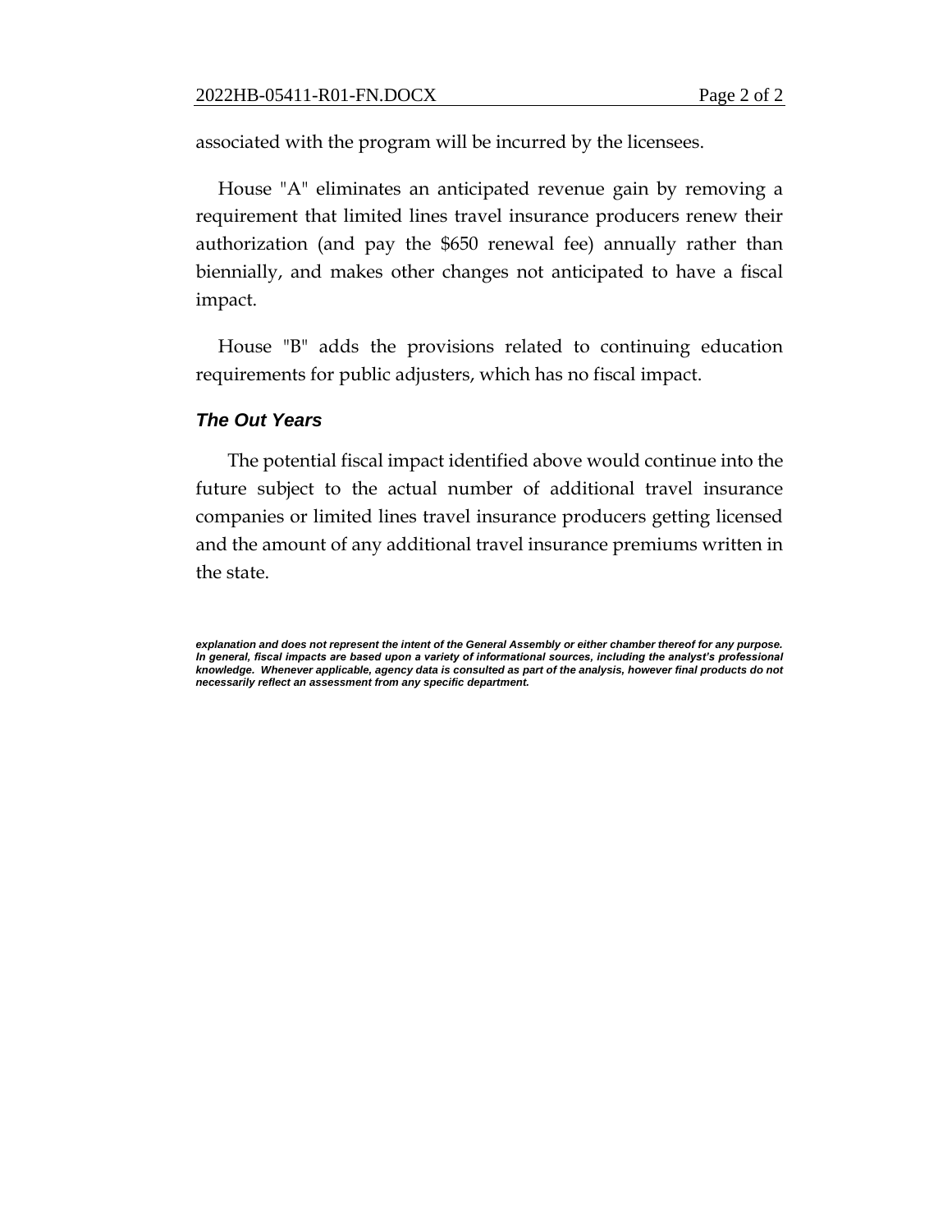associated with the program will be incurred by the licensees.

House "A" eliminates an anticipated revenue gain by removing a requirement that limited lines travel insurance producers renew their authorization (and pay the $650 renewal fee) annually rather than biennially, and makes other changes not anticipated to have a fiscal impact.

House "B" adds the provisions related to continuing education requirements for public adjusters, which has no fiscal impact.

### *The Out Years*

The potential fiscal impact identified above would continue into the future subject to the actual number of additional travel insurance companies or limited lines travel insurance producers getting licensed and the amount of any additional travel insurance premiums written in the state.

***explanation and does not represent the intent of the General Assembly or either chamber thereof for any purpose. In general, fiscal impacts are based upon a variety of informational sources, including the analyst's professional knowledge. Whenever applicable, agency data is consulted as part of the analysis, however final products do not necessarily reflect an assessment from any specific department.***